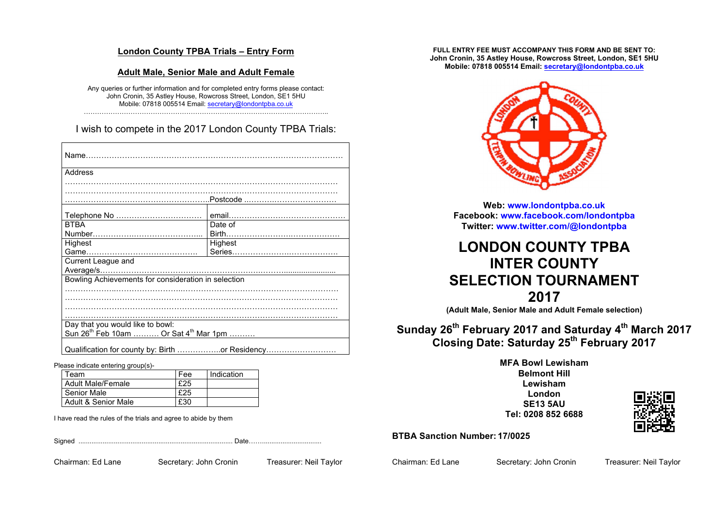## London County TPBA Trials – Entry Form

## Adult Male, Senior Male and Adult Female

Any queries or further information and for completed entry forms please contact:
John Cronin, 35 Astley House, Rowcross Street, London, SE1 5HU
Mobile: 07818 005514 Email: secretary@londontpba.co.uk

I wish to compete in the 2017 London County TPBA Trials:

| | |
|---|---|
| Name……………………………………………………………………………………… | |
| Address ………………………………………………………………………………………… ………………………………………………………………………………………… ……………………………………………… | Postcode ……………………………… |
| Telephone No …………………………… | email……………………………………… |
| BTBA Number…………………………………… | Date of Birth……………………………………… |
| Highest Game…………………………………… | Highest Series………………………………… |
| Current League and Average/s………………………………………………………………………… | |
| Bowling Achievements for consideration in selection ………………………………………………………………………………………… ………………………………………………………………………………………… ………………………………………………………………………………………… ………………………………………………………………………………………… | |
| Day that you would like to bowl: Sun 26th Feb 10am ………. Or Sat 4th Mar 1pm ………. | |
| Qualification for county by: Birth ……………..or Residency……………………… | |

Please indicate entering group(s)-

| Team | Fee | Indication |
|---|---|---|
| Adult Male/Female | £25 | |
| Senior Male | £25 | |
| Adult & Senior Male | £30 | |

I have read the rules of the trials and agree to abide by them

Signed ………………………………………………………………………… Date………………………………

Chairman: Ed Lane    Secretary: John Cronin    Treasurer: Neil Taylor

**FULL ENTRY FEE MUST ACCOMPANY THIS FORM AND BE SENT TO:**
**John Cronin, 35 Astley House, Rowcross Street, London, SE1 5HU**
**Mobile: 07818 005514 Email: secretary@londontpba.co.uk**

**Web: www.londontpba.co.uk**
**Facebook: www.facebook.com/londontpba**
**Twitter: www.twitter.com/@londontpba**

# LONDON COUNTY TPBA INTER COUNTY SELECTION TOURNAMENT 2017

**(Adult Male, Senior Male and Adult Female selection)**

## Sunday 26th February 2017 and Saturday 4th March 2017
## Closing Date: Saturday 25th February 2017

**MFA Bowl Lewisham**
**Belmont Hill**
**Lewisham**
**London**
**SE13 5AU**
**Tel: 0208 852 6688**

**BTBA Sanction Number: 17/0025**

Chairman: Ed Lane    Secretary: John Cronin    Treasurer: Neil Taylor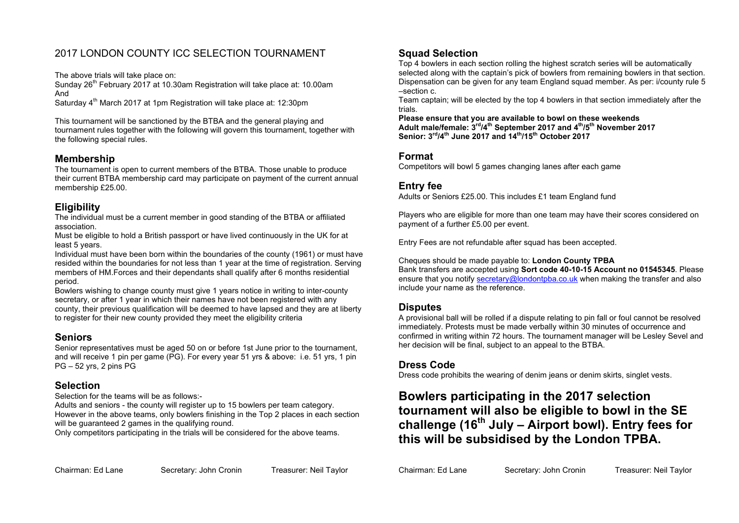2017 LONDON COUNTY ICC SELECTION TOURNAMENT

The above trials will take place on:
Sunday 26th February 2017 at 10.30am Registration will take place at: 10.00am
And
Saturday 4th March 2017 at 1pm Registration will take place at: 12:30pm

This tournament will be sanctioned by the BTBA and the general playing and tournament rules together with the following will govern this tournament, together with the following special rules.

## Membership

The tournament is open to current members of the BTBA. Those unable to produce their current BTBA membership card may participate on payment of the current annual membership £25.00.

## Eligibility

The individual must be a current member in good standing of the BTBA or affiliated association.

Must be eligible to hold a British passport or have lived continuously in the UK for at least 5 years.

Individual must have been born within the boundaries of the county (1961) or must have resided within the boundaries for not less than 1 year at the time of registration. Serving members of HM.Forces and their dependants shall qualify after 6 months residential period.

Bowlers wishing to change county must give 1 years notice in writing to inter-county secretary, or after 1 year in which their names have not been registered with any county, their previous qualification will be deemed to have lapsed and they are at liberty to register for their new county provided they meet the eligibility criteria

## Seniors

Senior representatives must be aged 50 on or before 1st June prior to the tournament, and will receive 1 pin per game (PG). For every year 51 yrs & above: i.e. 51 yrs, 1 pin PG – 52 yrs, 2 pins PG

## Selection

Selection for the teams will be as follows:-

Adults and seniors - the county will register up to 15 bowlers per team category. However in the above teams, only bowlers finishing in the Top 2 places in each section will be guaranteed 2 games in the qualifying round.

Only competitors participating in the trials will be considered for the above teams.

## Squad Selection

Top 4 bowlers in each section rolling the highest scratch series will be automatically selected along with the captain's pick of bowlers from remaining bowlers in that section. Dispensation can be given for any team England squad member. As per: i/county rule 5 –section c.

Team captain; will be elected by the top 4 bowlers in that section immediately after the trials.

**Please ensure that you are available to bowl on these weekends**
**Adult male/female: 3rd/4th September 2017 and 4th/5th November 2017**
**Senior: 3rd/4th June 2017 and 14th/15th October 2017**

## Format

Competitors will bowl 5 games changing lanes after each game

## Entry fee

Adults or Seniors £25.00. This includes £1 team England fund

Players who are eligible for more than one team may have their scores considered on payment of a further £5.00 per event.

Entry Fees are not refundable after squad has been accepted.

Cheques should be made payable to: **London County TPBA**
Bank transfers are accepted using **Sort code 40-10-15 Account no 01545345**. Please ensure that you notify secretary@londontpba.co.uk when making the transfer and also include your name as the reference.

## Disputes

A provisional ball will be rolled if a dispute relating to pin fall or foul cannot be resolved immediately. Protests must be made verbally within 30 minutes of occurrence and confirmed in writing within 72 hours. The tournament manager will be Lesley Sevel and her decision will be final, subject to an appeal to the BTBA.

## Dress Code

Dress code prohibits the wearing of denim jeans or denim skirts, singlet vests.

## Bowlers participating in the 2017 selection tournament will also be eligible to bowl in the SE challenge (16th July – Airport bowl). Entry fees for this will be subsidised by the London TPBA.

Chairman: Ed Lane Secretary: John Cronin Treasurer: Neil Taylor